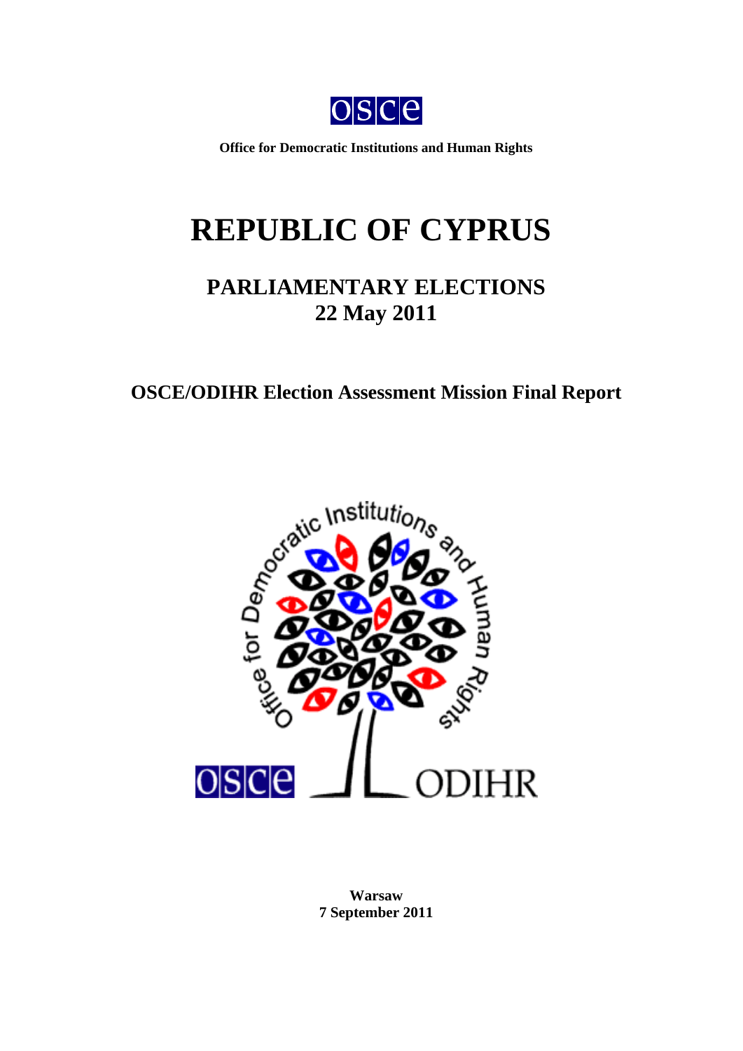Office for Democratic Institutions and Human Rights

# REPUBLIC OF CYPRUS

## PARLIAMENTARY ELECTIONS
## 22 May 2011

### OSCE/ODIHR Election Assessment Mission Final Report

Warsaw
7 September 2011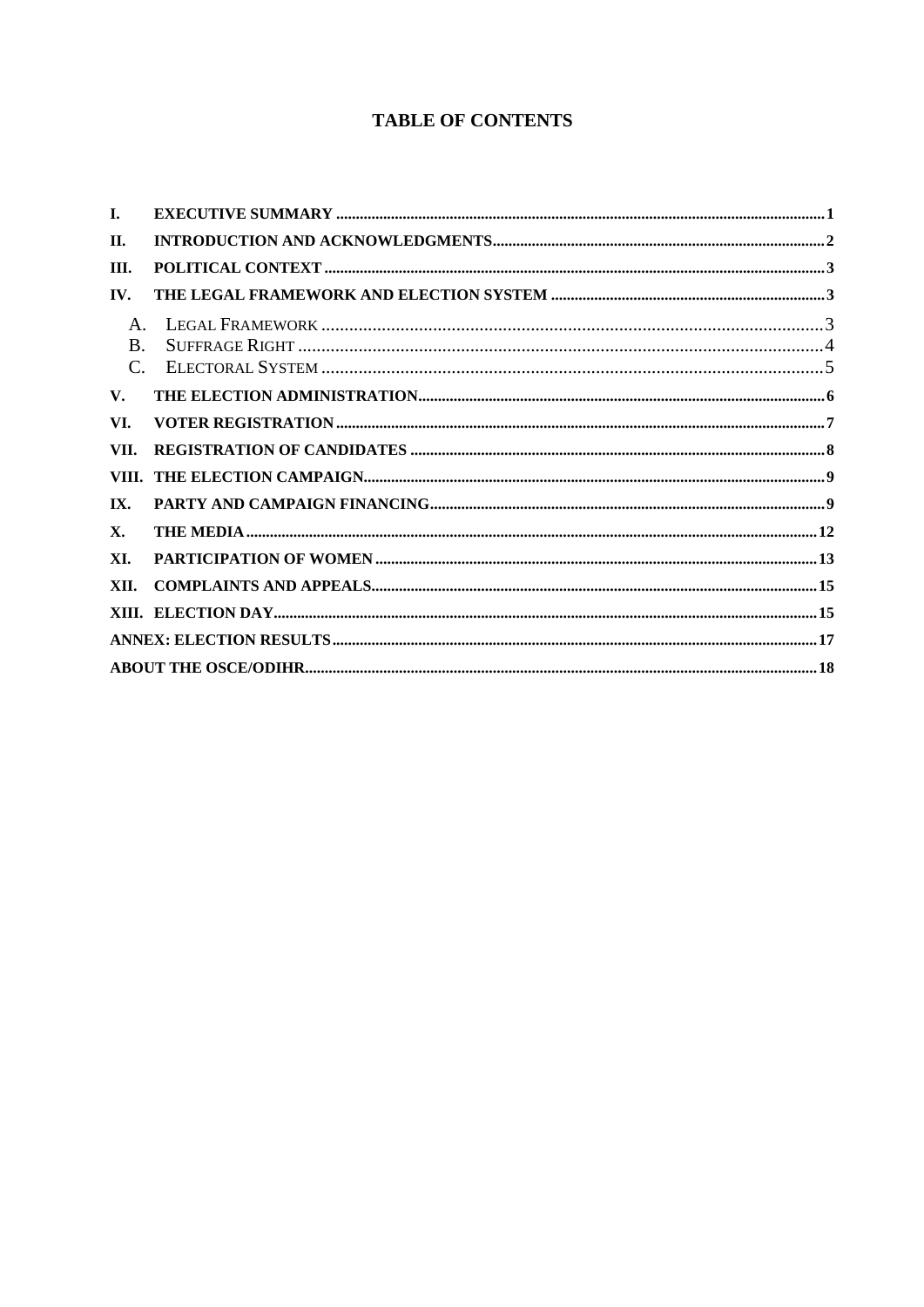# TABLE OF CONTENTS

| | | |
|---|---|---|
| I. | EXECUTIVE SUMMARY | 1 |
| II. | INTRODUCTION AND ACKNOWLEDGMENTS | 2 |
| III. | POLITICAL CONTEXT | 3 |
| IV. | THE LEGAL FRAMEWORK AND ELECTION SYSTEM | 3 |
| A. | Legal Framework | 3 |
| B. | Suffrage Right | 4 |
| C. | Electoral System | 5 |
| V. | THE ELECTION ADMINISTRATION | 6 |
| VI. | VOTER REGISTRATION | 7 |
| VII. | REGISTRATION OF CANDIDATES | 8 |
| VIII. | THE ELECTION CAMPAIGN | 9 |
| IX. | PARTY AND CAMPAIGN FINANCING | 9 |
| X. | THE MEDIA | 12 |
| XI. | PARTICIPATION OF WOMEN | 13 |
| XII. | COMPLAINTS AND APPEALS | 15 |
| XIII. | ELECTION DAY | 15 |
| | ANNEX: ELECTION RESULTS | 17 |
| | ABOUT THE OSCE/ODIHR | 18 |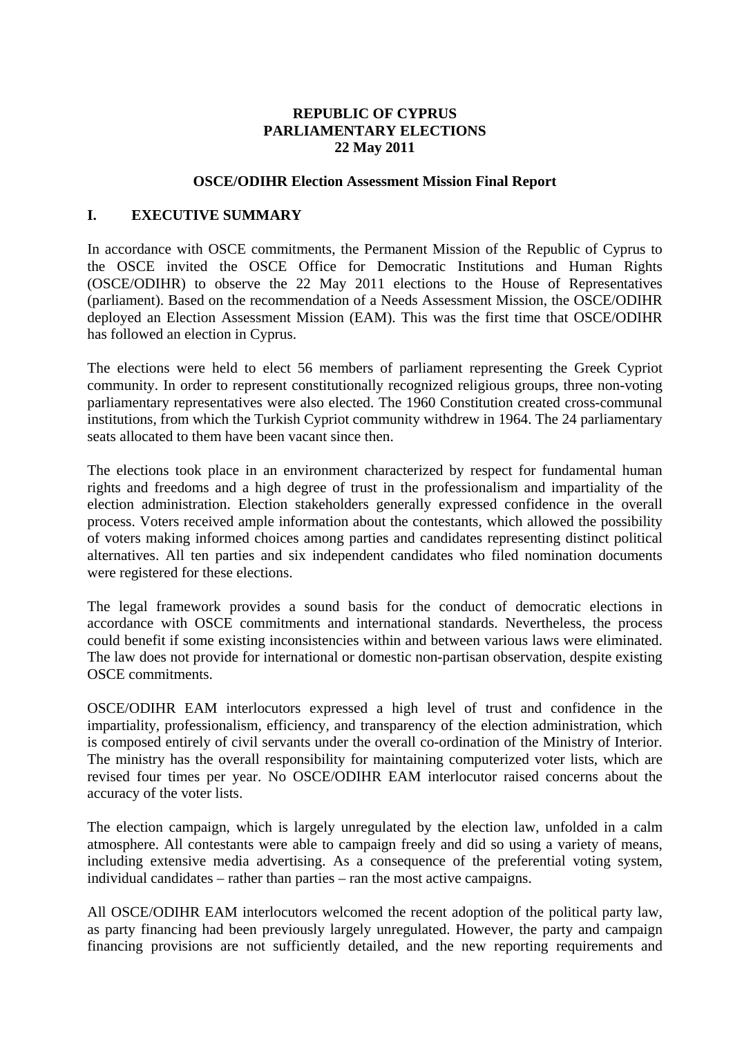**REPUBLIC OF CYPRUS**
**PARLIAMENTARY ELECTIONS**
**22 May 2011**

**OSCE/ODIHR Election Assessment Mission Final Report**

## I. EXECUTIVE SUMMARY

In accordance with OSCE commitments, the Permanent Mission of the Republic of Cyprus to the OSCE invited the OSCE Office for Democratic Institutions and Human Rights (OSCE/ODIHR) to observe the 22 May 2011 elections to the House of Representatives (parliament). Based on the recommendation of a Needs Assessment Mission, the OSCE/ODIHR deployed an Election Assessment Mission (EAM). This was the first time that OSCE/ODIHR has followed an election in Cyprus.

The elections were held to elect 56 members of parliament representing the Greek Cypriot community. In order to represent constitutionally recognized religious groups, three non-voting parliamentary representatives were also elected. The 1960 Constitution created cross-communal institutions, from which the Turkish Cypriot community withdrew in 1964. The 24 parliamentary seats allocated to them have been vacant since then.

The elections took place in an environment characterized by respect for fundamental human rights and freedoms and a high degree of trust in the professionalism and impartiality of the election administration. Election stakeholders generally expressed confidence in the overall process. Voters received ample information about the contestants, which allowed the possibility of voters making informed choices among parties and candidates representing distinct political alternatives. All ten parties and six independent candidates who filed nomination documents were registered for these elections.

The legal framework provides a sound basis for the conduct of democratic elections in accordance with OSCE commitments and international standards. Nevertheless, the process could benefit if some existing inconsistencies within and between various laws were eliminated. The law does not provide for international or domestic non-partisan observation, despite existing OSCE commitments.

OSCE/ODIHR EAM interlocutors expressed a high level of trust and confidence in the impartiality, professionalism, efficiency, and transparency of the election administration, which is composed entirely of civil servants under the overall co-ordination of the Ministry of Interior. The ministry has the overall responsibility for maintaining computerized voter lists, which are revised four times per year. No OSCE/ODIHR EAM interlocutor raised concerns about the accuracy of the voter lists.

The election campaign, which is largely unregulated by the election law, unfolded in a calm atmosphere. All contestants were able to campaign freely and did so using a variety of means, including extensive media advertising. As a consequence of the preferential voting system, individual candidates – rather than parties – ran the most active campaigns.

All OSCE/ODIHR EAM interlocutors welcomed the recent adoption of the political party law, as party financing had been previously largely unregulated. However, the party and campaign financing provisions are not sufficiently detailed, and the new reporting requirements and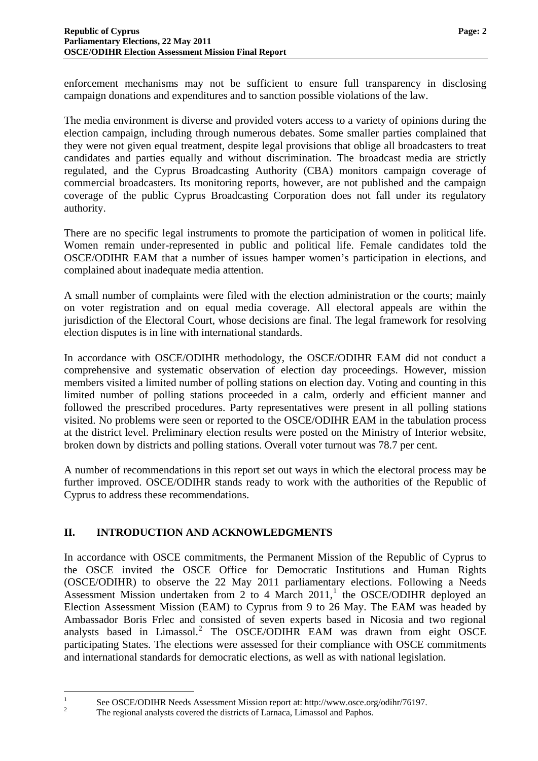enforcement mechanisms may not be sufficient to ensure full transparency in disclosing campaign donations and expenditures and to sanction possible violations of the law.

The media environment is diverse and provided voters access to a variety of opinions during the election campaign, including through numerous debates. Some smaller parties complained that they were not given equal treatment, despite legal provisions that oblige all broadcasters to treat candidates and parties equally and without discrimination. The broadcast media are strictly regulated, and the Cyprus Broadcasting Authority (CBA) monitors campaign coverage of commercial broadcasters. Its monitoring reports, however, are not published and the campaign coverage of the public Cyprus Broadcasting Corporation does not fall under its regulatory authority.

There are no specific legal instruments to promote the participation of women in political life. Women remain under-represented in public and political life. Female candidates told the OSCE/ODIHR EAM that a number of issues hamper women's participation in elections, and complained about inadequate media attention.

A small number of complaints were filed with the election administration or the courts; mainly on voter registration and on equal media coverage. All electoral appeals are within the jurisdiction of the Electoral Court, whose decisions are final. The legal framework for resolving election disputes is in line with international standards.

In accordance with OSCE/ODIHR methodology, the OSCE/ODIHR EAM did not conduct a comprehensive and systematic observation of election day proceedings. However, mission members visited a limited number of polling stations on election day. Voting and counting in this limited number of polling stations proceeded in a calm, orderly and efficient manner and followed the prescribed procedures. Party representatives were present in all polling stations visited. No problems were seen or reported to the OSCE/ODIHR EAM in the tabulation process at the district level. Preliminary election results were posted on the Ministry of Interior website, broken down by districts and polling stations. Overall voter turnout was 78.7 per cent.

A number of recommendations in this report set out ways in which the electoral process may be further improved. OSCE/ODIHR stands ready to work with the authorities of the Republic of Cyprus to address these recommendations.

## II. INTRODUCTION AND ACKNOWLEDGMENTS

In accordance with OSCE commitments, the Permanent Mission of the Republic of Cyprus to the OSCE invited the OSCE Office for Democratic Institutions and Human Rights (OSCE/ODIHR) to observe the 22 May 2011 parliamentary elections. Following a Needs Assessment Mission undertaken from 2 to 4 March 2011,[1] the OSCE/ODIHR deployed an Election Assessment Mission (EAM) to Cyprus from 9 to 26 May. The EAM was headed by Ambassador Boris Frlec and consisted of seven experts based in Nicosia and two regional analysts based in Limassol.[2] The OSCE/ODIHR EAM was drawn from eight OSCE participating States. The elections were assessed for their compliance with OSCE commitments and international standards for democratic elections, as well as with national legislation.

[1] See OSCE/ODIHR Needs Assessment Mission report at: http://www.osce.org/odihr/76197.

[2] The regional analysts covered the districts of Larnaca, Limassol and Paphos.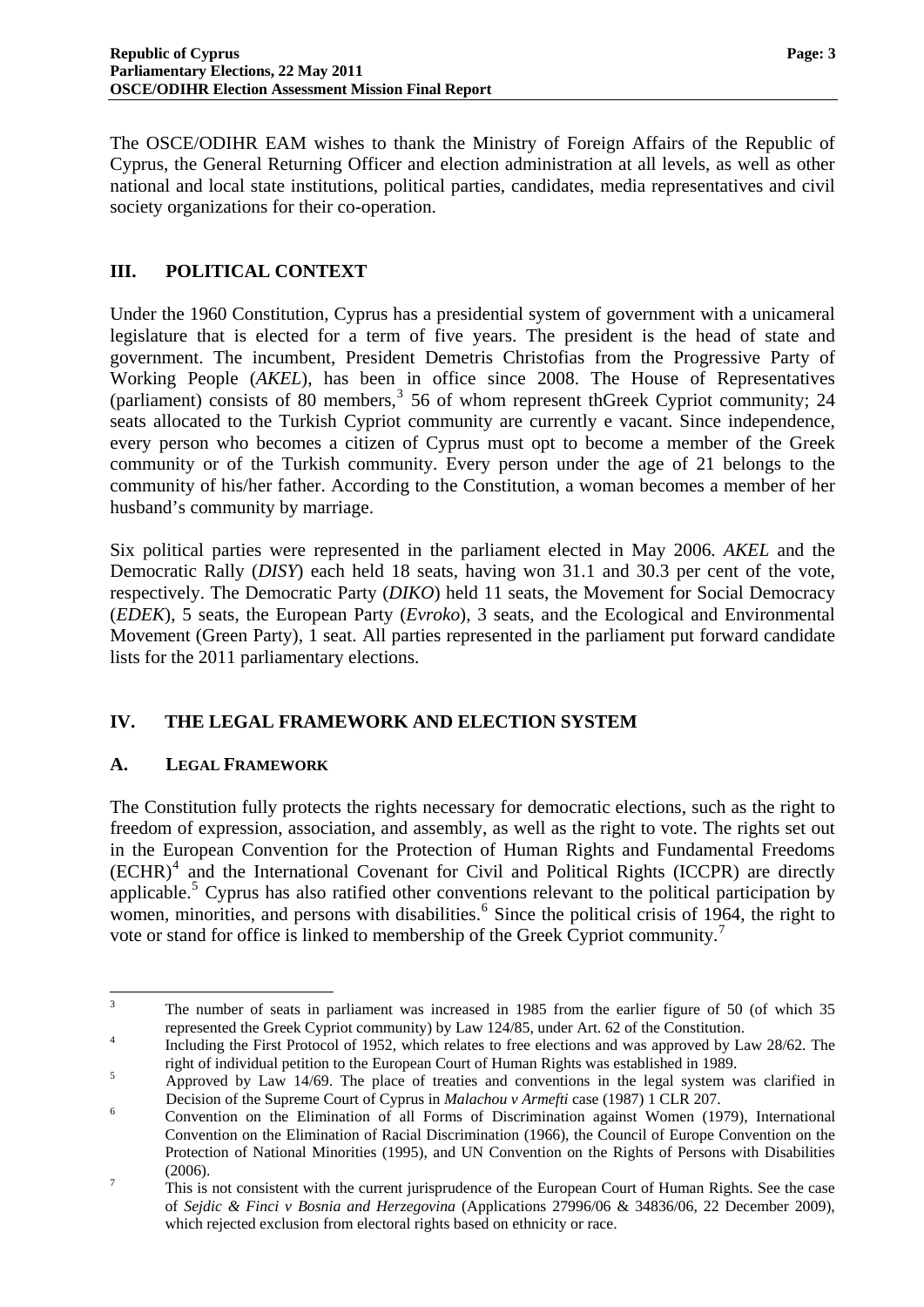The OSCE/ODIHR EAM wishes to thank the Ministry of Foreign Affairs of the Republic of Cyprus, the General Returning Officer and election administration at all levels, as well as other national and local state institutions, political parties, candidates, media representatives and civil society organizations for their co-operation.

## III. POLITICAL CONTEXT

Under the 1960 Constitution, Cyprus has a presidential system of government with a unicameral legislature that is elected for a term of five years. The president is the head of state and government. The incumbent, President Demetris Christofias from the Progressive Party of Working People (*AKEL*), has been in office since 2008. The House of Representatives (parliament) consists of 80 members,[3] 56 of whom represent thGreek Cypriot community; 24 seats allocated to the Turkish Cypriot community are currently e vacant. Since independence, every person who becomes a citizen of Cyprus must opt to become a member of the Greek community or of the Turkish community. Every person under the age of 21 belongs to the community of his/her father. According to the Constitution, a woman becomes a member of her husband's community by marriage.

Six political parties were represented in the parliament elected in May 2006. *AKEL* and the Democratic Rally (*DISY*) each held 18 seats, having won 31.1 and 30.3 per cent of the vote, respectively. The Democratic Party (*DIKO*) held 11 seats, the Movement for Social Democracy (*EDEK*), 5 seats, the European Party (*Evroko*), 3 seats, and the Ecological and Environmental Movement (Green Party), 1 seat. All parties represented in the parliament put forward candidate lists for the 2011 parliamentary elections.

## IV. THE LEGAL FRAMEWORK AND ELECTION SYSTEM

### A. LEGAL FRAMEWORK

The Constitution fully protects the rights necessary for democratic elections, such as the right to freedom of expression, association, and assembly, as well as the right to vote. The rights set out in the European Convention for the Protection of Human Rights and Fundamental Freedoms (ECHR)[4] and the International Covenant for Civil and Political Rights (ICCPR) are directly applicable.[5] Cyprus has also ratified other conventions relevant to the political participation by women, minorities, and persons with disabilities.[6] Since the political crisis of 1964, the right to vote or stand for office is linked to membership of the Greek Cypriot community.[7]

---

[3] The number of seats in parliament was increased in 1985 from the earlier figure of 50 (of which 35 represented the Greek Cypriot community) by Law 124/85, under Art. 62 of the Constitution.

[4] Including the First Protocol of 1952, which relates to free elections and was approved by Law 28/62. The right of individual petition to the European Court of Human Rights was established in 1989.

[5] Approved by Law 14/69. The place of treaties and conventions in the legal system was clarified in Decision of the Supreme Court of Cyprus in *Malachou v Armefti* case (1987) 1 CLR 207.

[6] Convention on the Elimination of all Forms of Discrimination against Women (1979), International Convention on the Elimination of Racial Discrimination (1966), the Council of Europe Convention on the Protection of National Minorities (1995), and UN Convention on the Rights of Persons with Disabilities (2006).

[7] This is not consistent with the current jurisprudence of the European Court of Human Rights. See the case of *Sejdic & Finci v Bosnia and Herzegovina* (Applications 27996/06 & 34836/06, 22 December 2009), which rejected exclusion from electoral rights based on ethnicity or race.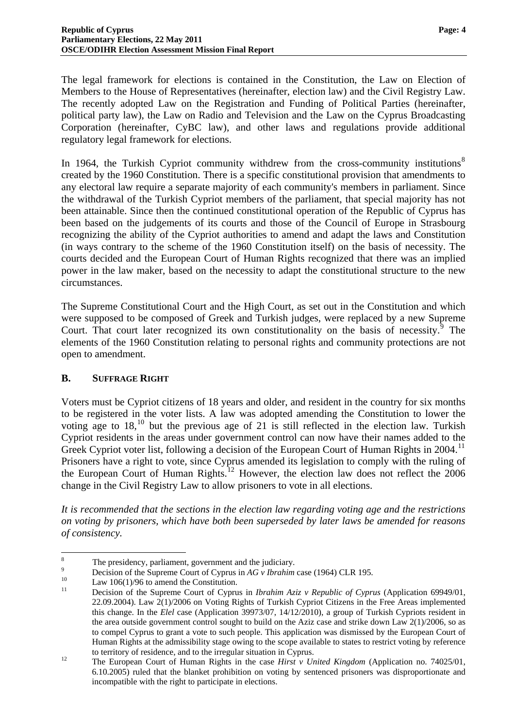The legal framework for elections is contained in the Constitution, the Law on Election of Members to the House of Representatives (hereinafter, election law) and the Civil Registry Law. The recently adopted Law on the Registration and Funding of Political Parties (hereinafter, political party law), the Law on Radio and Television and the Law on the Cyprus Broadcasting Corporation (hereinafter, CyBC law), and other laws and regulations provide additional regulatory legal framework for elections.

In 1964, the Turkish Cypriot community withdrew from the cross-community institutions[8] created by the 1960 Constitution. There is a specific constitutional provision that amendments to any electoral law require a separate majority of each community's members in parliament. Since the withdrawal of the Turkish Cypriot members of the parliament, that special majority has not been attainable. Since then the continued constitutional operation of the Republic of Cyprus has been based on the judgements of its courts and those of the Council of Europe in Strasbourg recognizing the ability of the Cypriot authorities to amend and adapt the laws and Constitution (in ways contrary to the scheme of the 1960 Constitution itself) on the basis of necessity. The courts decided and the European Court of Human Rights recognized that there was an implied power in the law maker, based on the necessity to adapt the constitutional structure to the new circumstances.

The Supreme Constitutional Court and the High Court, as set out in the Constitution and which were supposed to be composed of Greek and Turkish judges, were replaced by a new Supreme Court. That court later recognized its own constitutionality on the basis of necessity.[9] The elements of the 1960 Constitution relating to personal rights and community protections are not open to amendment.

## B. SUFFRAGE RIGHT

Voters must be Cypriot citizens of 18 years and older, and resident in the country for six months to be registered in the voter lists. A law was adopted amending the Constitution to lower the voting age to 18,[10] but the previous age of 21 is still reflected in the election law. Turkish Cypriot residents in the areas under government control can now have their names added to the Greek Cypriot voter list, following a decision of the European Court of Human Rights in 2004.[11] Prisoners have a right to vote, since Cyprus amended its legislation to comply with the ruling of the European Court of Human Rights.[12] However, the election law does not reflect the 2006 change in the Civil Registry Law to allow prisoners to vote in all elections.

*It is recommended that the sections in the election law regarding voting age and the restrictions on voting by prisoners, which have both been superseded by later laws be amended for reasons of consistency.*

---

[8] The presidency, parliament, government and the judiciary.

[9] Decision of the Supreme Court of Cyprus in *AG v Ibrahim* case (1964) CLR 195.

[10] Law 106(1)/96 to amend the Constitution.

[11] Decision of the Supreme Court of Cyprus in *Ibrahim Aziz v Republic of Cyprus* (Application 69949/01, 22.09.2004). Law 2(1)/2006 on Voting Rights of Turkish Cypriot Citizens in the Free Areas implemented this change. In the *Elel* case (Application 39973/07, 14/12/2010), a group of Turkish Cypriots resident in the area outside government control sought to build on the Aziz case and strike down Law 2(1)/2006, so as to compel Cyprus to grant a vote to such people. This application was dismissed by the European Court of Human Rights at the admissibility stage owing to the scope available to states to restrict voting by reference to territory of residence, and to the irregular situation in Cyprus.

[12] The European Court of Human Rights in the case *Hirst v United Kingdom* (Application no. 74025/01, 6.10.2005) ruled that the blanket prohibition on voting by sentenced prisoners was disproportionate and incompatible with the right to participate in elections.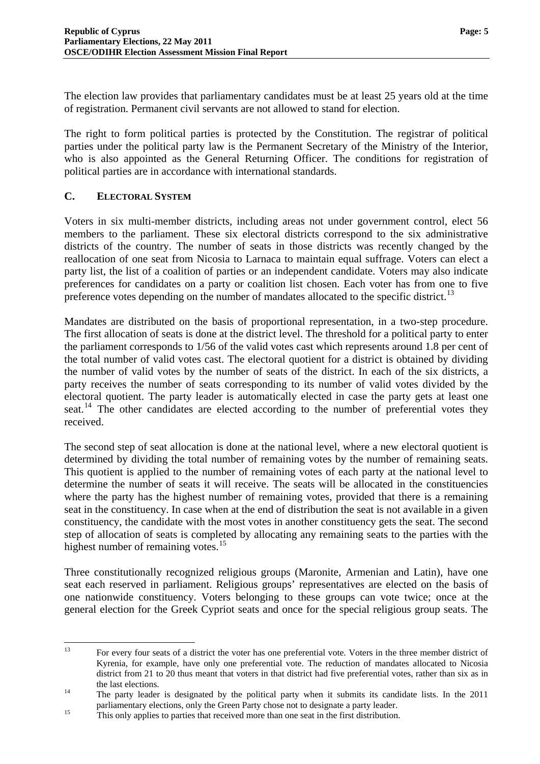The election law provides that parliamentary candidates must be at least 25 years old at the time of registration. Permanent civil servants are not allowed to stand for election.

The right to form political parties is protected by the Constitution. The registrar of political parties under the political party law is the Permanent Secretary of the Ministry of the Interior, who is also appointed as the General Returning Officer. The conditions for registration of political parties are in accordance with international standards.

## C. ELECTORAL SYSTEM

Voters in six multi-member districts, including areas not under government control, elect 56 members to the parliament. These six electoral districts correspond to the six administrative districts of the country. The number of seats in those districts was recently changed by the reallocation of one seat from Nicosia to Larnaca to maintain equal suffrage. Voters can elect a party list, the list of a coalition of parties or an independent candidate. Voters may also indicate preferences for candidates on a party or coalition list chosen. Each voter has from one to five preference votes depending on the number of mandates allocated to the specific district.[13]

Mandates are distributed on the basis of proportional representation, in a two-step procedure. The first allocation of seats is done at the district level. The threshold for a political party to enter the parliament corresponds to 1/56 of the valid votes cast which represents around 1.8 per cent of the total number of valid votes cast. The electoral quotient for a district is obtained by dividing the number of valid votes by the number of seats of the district. In each of the six districts, a party receives the number of seats corresponding to its number of valid votes divided by the electoral quotient. The party leader is automatically elected in case the party gets at least one seat.[14] The other candidates are elected according to the number of preferential votes they received.

The second step of seat allocation is done at the national level, where a new electoral quotient is determined by dividing the total number of remaining votes by the number of remaining seats. This quotient is applied to the number of remaining votes of each party at the national level to determine the number of seats it will receive. The seats will be allocated in the constituencies where the party has the highest number of remaining votes, provided that there is a remaining seat in the constituency. In case when at the end of distribution the seat is not available in a given constituency, the candidate with the most votes in another constituency gets the seat. The second step of allocation of seats is completed by allocating any remaining seats to the parties with the highest number of remaining votes.[15]

Three constitutionally recognized religious groups (Maronite, Armenian and Latin), have one seat each reserved in parliament. Religious groups' representatives are elected on the basis of one nationwide constituency. Voters belonging to these groups can vote twice; once at the general election for the Greek Cypriot seats and once for the special religious group seats. The

---

[13] For every four seats of a district the voter has one preferential vote. Voters in the three member district of Kyrenia, for example, have only one preferential vote. The reduction of mandates allocated to Nicosia district from 21 to 20 thus meant that voters in that district had five preferential votes, rather than six as in the last elections.

[14] The party leader is designated by the political party when it submits its candidate lists. In the 2011 parliamentary elections, only the Green Party chose not to designate a party leader.

[15] This only applies to parties that received more than one seat in the first distribution.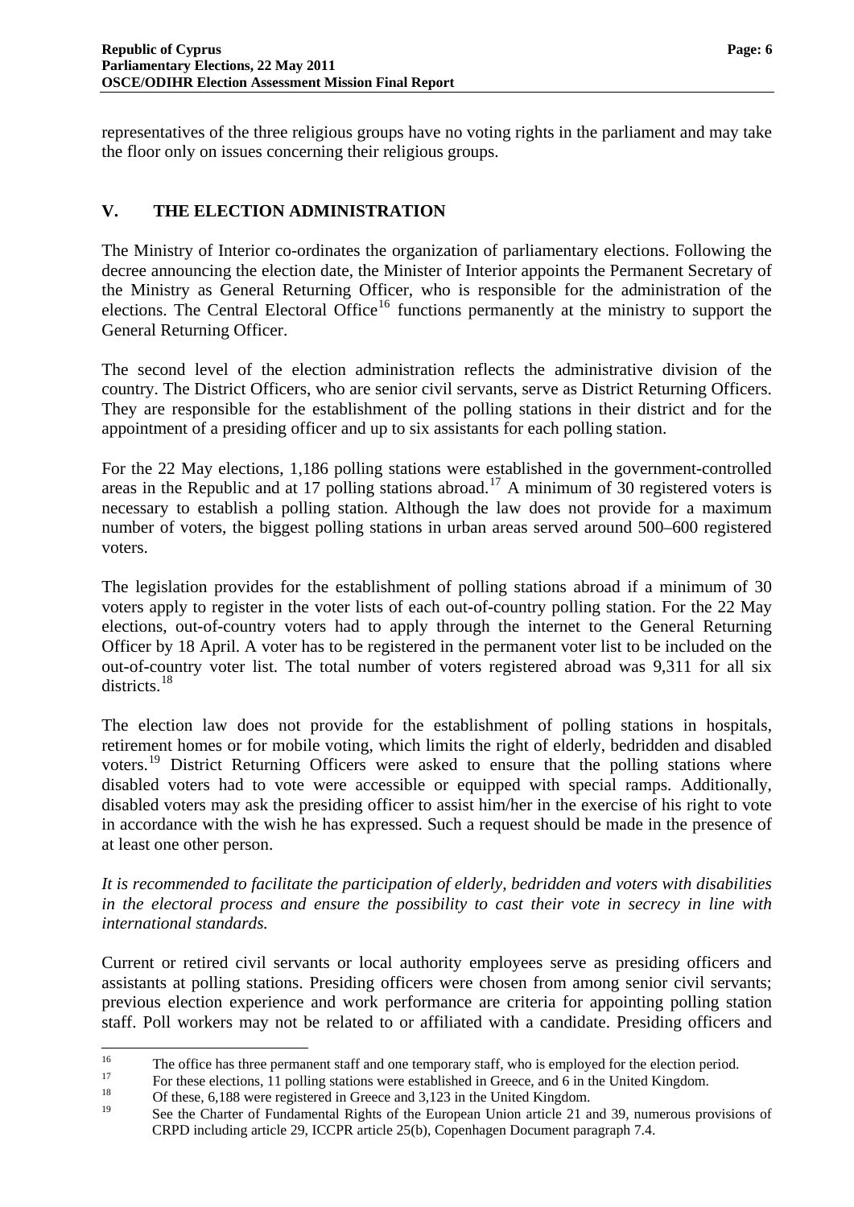representatives of the three religious groups have no voting rights in the parliament and may take the floor only on issues concerning their religious groups.

## V. THE ELECTION ADMINISTRATION

The Ministry of Interior co-ordinates the organization of parliamentary elections. Following the decree announcing the election date, the Minister of Interior appoints the Permanent Secretary of the Ministry as General Returning Officer, who is responsible for the administration of the elections. The Central Electoral Office[16] functions permanently at the ministry to support the General Returning Officer.

The second level of the election administration reflects the administrative division of the country. The District Officers, who are senior civil servants, serve as District Returning Officers. They are responsible for the establishment of the polling stations in their district and for the appointment of a presiding officer and up to six assistants for each polling station.

For the 22 May elections, 1,186 polling stations were established in the government-controlled areas in the Republic and at 17 polling stations abroad.[17] A minimum of 30 registered voters is necessary to establish a polling station. Although the law does not provide for a maximum number of voters, the biggest polling stations in urban areas served around 500–600 registered voters.

The legislation provides for the establishment of polling stations abroad if a minimum of 30 voters apply to register in the voter lists of each out-of-country polling station. For the 22 May elections, out-of-country voters had to apply through the internet to the General Returning Officer by 18 April. A voter has to be registered in the permanent voter list to be included on the out-of-country voter list. The total number of voters registered abroad was 9,311 for all six districts.[18]

The election law does not provide for the establishment of polling stations in hospitals, retirement homes or for mobile voting, which limits the right of elderly, bedridden and disabled voters.[19] District Returning Officers were asked to ensure that the polling stations where disabled voters had to vote were accessible or equipped with special ramps. Additionally, disabled voters may ask the presiding officer to assist him/her in the exercise of his right to vote in accordance with the wish he has expressed. Such a request should be made in the presence of at least one other person.

*It is recommended to facilitate the participation of elderly, bedridden and voters with disabilities in the electoral process and ensure the possibility to cast their vote in secrecy in line with international standards.*

Current or retired civil servants or local authority employees serve as presiding officers and assistants at polling stations. Presiding officers were chosen from among senior civil servants; previous election experience and work performance are criteria for appointing polling station staff. Poll workers may not be related to or affiliated with a candidate. Presiding officers and

---

[16] The office has three permanent staff and one temporary staff, who is employed for the election period.

[17] For these elections, 11 polling stations were established in Greece, and 6 in the United Kingdom.

[18] Of these, 6,188 were registered in Greece and 3,123 in the United Kingdom.

[19] See the Charter of Fundamental Rights of the European Union article 21 and 39, numerous provisions of CRPD including article 29, ICCPR article 25(b), Copenhagen Document paragraph 7.4.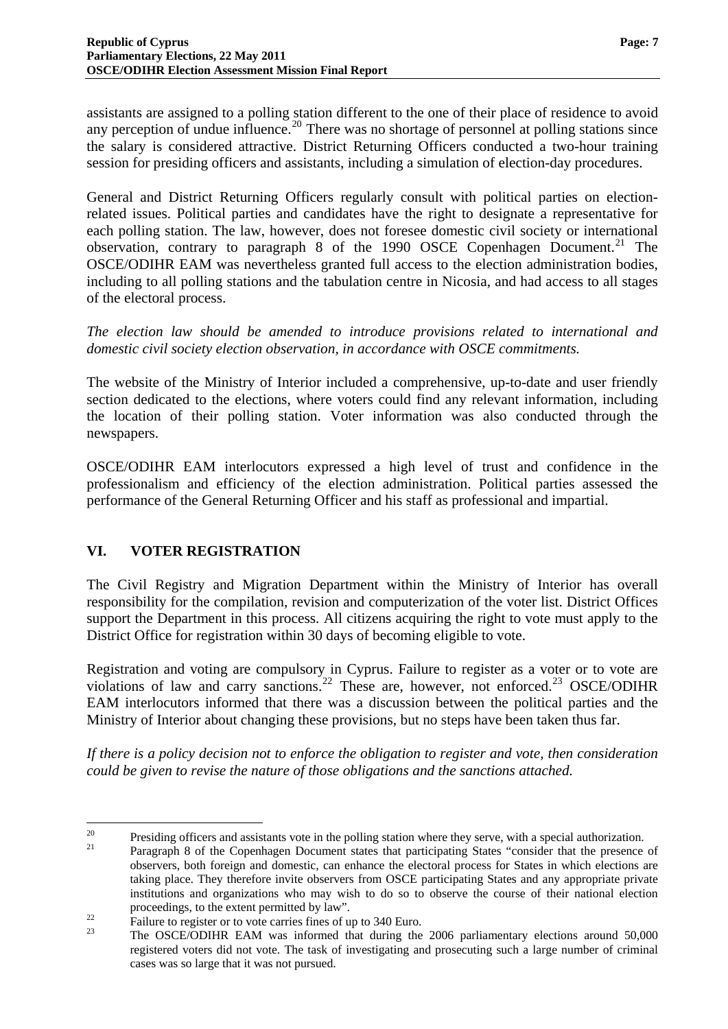assistants are assigned to a polling station different to the one of their place of residence to avoid any perception of undue influence.[20] There was no shortage of personnel at polling stations since the salary is considered attractive. District Returning Officers conducted a two-hour training session for presiding officers and assistants, including a simulation of election-day procedures.

General and District Returning Officers regularly consult with political parties on election-related issues. Political parties and candidates have the right to designate a representative for each polling station. The law, however, does not foresee domestic civil society or international observation, contrary to paragraph 8 of the 1990 OSCE Copenhagen Document.[21] The OSCE/ODIHR EAM was nevertheless granted full access to the election administration bodies, including to all polling stations and the tabulation centre in Nicosia, and had access to all stages of the electoral process.

*The election law should be amended to introduce provisions related to international and domestic civil society election observation, in accordance with OSCE commitments.*

The website of the Ministry of Interior included a comprehensive, up-to-date and user friendly section dedicated to the elections, where voters could find any relevant information, including the location of their polling station. Voter information was also conducted through the newspapers.

OSCE/ODIHR EAM interlocutors expressed a high level of trust and confidence in the professionalism and efficiency of the election administration. Political parties assessed the performance of the General Returning Officer and his staff as professional and impartial.

## VI. VOTER REGISTRATION

The Civil Registry and Migration Department within the Ministry of Interior has overall responsibility for the compilation, revision and computerization of the voter list. District Offices support the Department in this process. All citizens acquiring the right to vote must apply to the District Office for registration within 30 days of becoming eligible to vote.

Registration and voting are compulsory in Cyprus. Failure to register as a voter or to vote are violations of law and carry sanctions.[22] These are, however, not enforced.[23] OSCE/ODIHR EAM interlocutors informed that there was a discussion between the political parties and the Ministry of Interior about changing these provisions, but no steps have been taken thus far.

*If there is a policy decision not to enforce the obligation to register and vote, then consideration could be given to revise the nature of those obligations and the sanctions attached.*

---

[20] Presiding officers and assistants vote in the polling station where they serve, with a special authorization.

[21] Paragraph 8 of the Copenhagen Document states that participating States "consider that the presence of observers, both foreign and domestic, can enhance the electoral process for States in which elections are taking place. They therefore invite observers from OSCE participating States and any appropriate private institutions and organizations who may wish to do so to observe the course of their national election proceedings, to the extent permitted by law".

[22] Failure to register or to vote carries fines of up to 340 Euro.

[23] The OSCE/ODIHR EAM was informed that during the 2006 parliamentary elections around 50,000 registered voters did not vote. The task of investigating and prosecuting such a large number of criminal cases was so large that it was not pursued.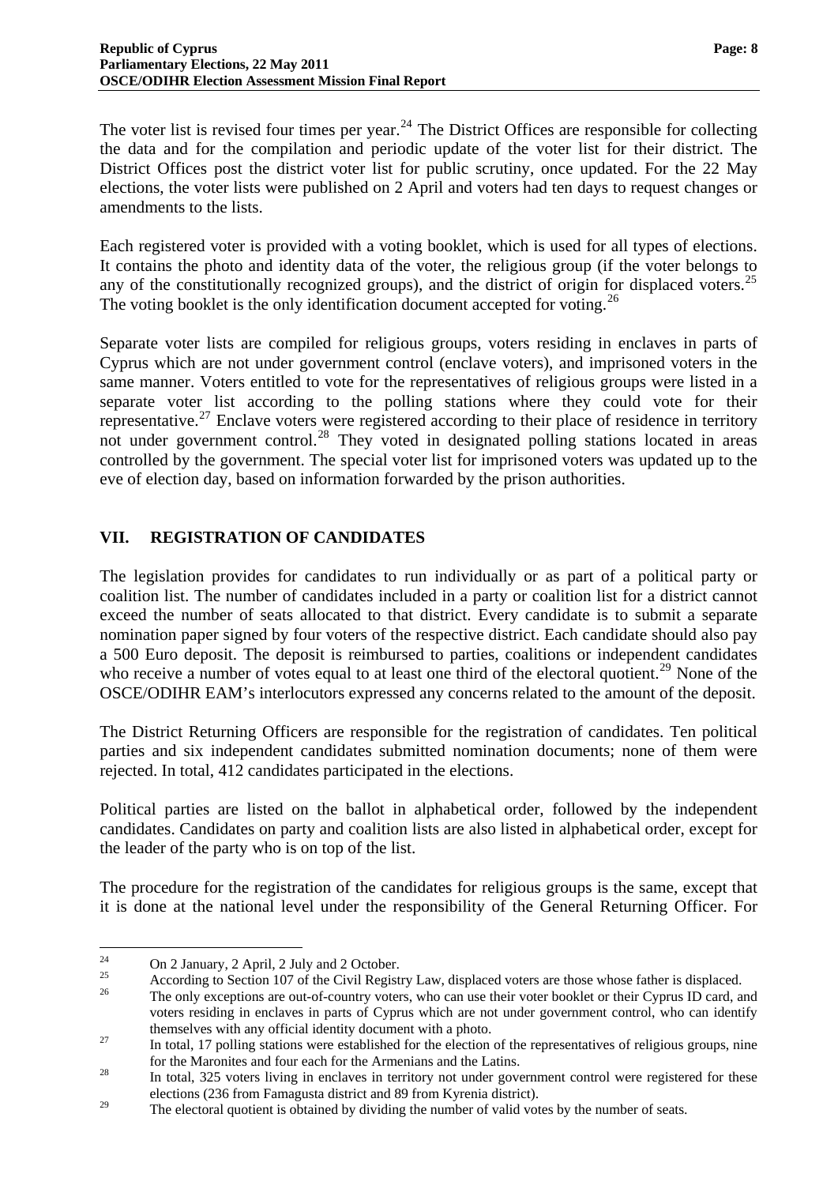The voter list is revised four times per year.[24] The District Offices are responsible for collecting the data and for the compilation and periodic update of the voter list for their district. The District Offices post the district voter list for public scrutiny, once updated. For the 22 May elections, the voter lists were published on 2 April and voters had ten days to request changes or amendments to the lists.

Each registered voter is provided with a voting booklet, which is used for all types of elections. It contains the photo and identity data of the voter, the religious group (if the voter belongs to any of the constitutionally recognized groups), and the district of origin for displaced voters.[25] The voting booklet is the only identification document accepted for voting.[26]

Separate voter lists are compiled for religious groups, voters residing in enclaves in parts of Cyprus which are not under government control (enclave voters), and imprisoned voters in the same manner. Voters entitled to vote for the representatives of religious groups were listed in a separate voter list according to the polling stations where they could vote for their representative.[27] Enclave voters were registered according to their place of residence in territory not under government control.[28] They voted in designated polling stations located in areas controlled by the government. The special voter list for imprisoned voters was updated up to the eve of election day, based on information forwarded by the prison authorities.

## VII. REGISTRATION OF CANDIDATES

The legislation provides for candidates to run individually or as part of a political party or coalition list. The number of candidates included in a party or coalition list for a district cannot exceed the number of seats allocated to that district. Every candidate is to submit a separate nomination paper signed by four voters of the respective district. Each candidate should also pay a 500 Euro deposit. The deposit is reimbursed to parties, coalitions or independent candidates who receive a number of votes equal to at least one third of the electoral quotient.[29] None of the OSCE/ODIHR EAM's interlocutors expressed any concerns related to the amount of the deposit.

The District Returning Officers are responsible for the registration of candidates. Ten political parties and six independent candidates submitted nomination documents; none of them were rejected. In total, 412 candidates participated in the elections.

Political parties are listed on the ballot in alphabetical order, followed by the independent candidates. Candidates on party and coalition lists are also listed in alphabetical order, except for the leader of the party who is on top of the list.

The procedure for the registration of the candidates for religious groups is the same, except that it is done at the national level under the responsibility of the General Returning Officer. For

---

[24] On 2 January, 2 April, 2 July and 2 October.

[25] According to Section 107 of the Civil Registry Law, displaced voters are those whose father is displaced.

[26] The only exceptions are out-of-country voters, who can use their voter booklet or their Cyprus ID card, and voters residing in enclaves in parts of Cyprus which are not under government control, who can identify themselves with any official identity document with a photo.

[27] In total, 17 polling stations were established for the election of the representatives of religious groups, nine for the Maronites and four each for the Armenians and the Latins.

[28] In total, 325 voters living in enclaves in territory not under government control were registered for these elections (236 from Famagusta district and 89 from Kyrenia district).

[29] The electoral quotient is obtained by dividing the number of valid votes by the number of seats.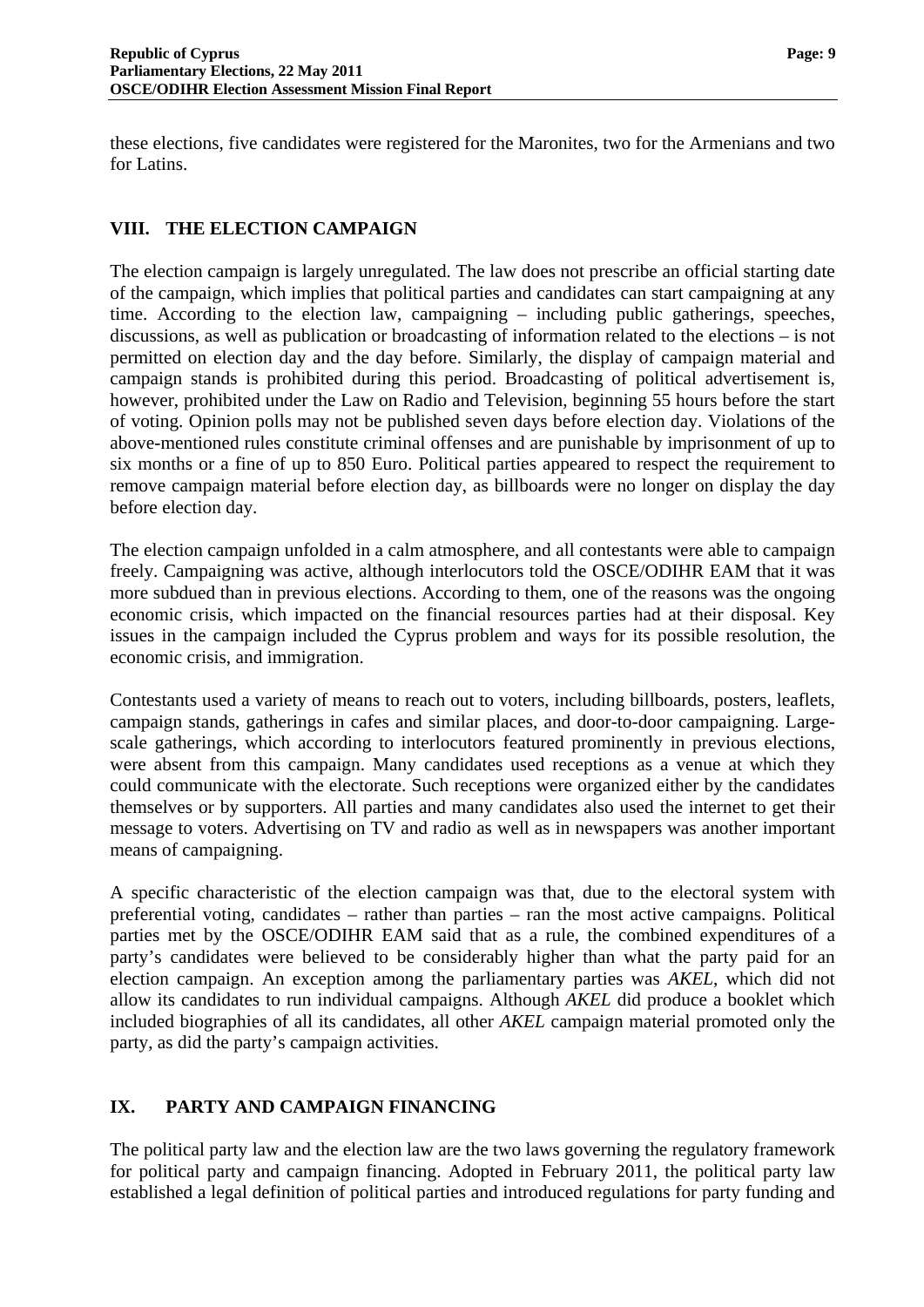these elections, five candidates were registered for the Maronites, two for the Armenians and two for Latins.

## VIII. THE ELECTION CAMPAIGN

The election campaign is largely unregulated. The law does not prescribe an official starting date of the campaign, which implies that political parties and candidates can start campaigning at any time. According to the election law, campaigning – including public gatherings, speeches, discussions, as well as publication or broadcasting of information related to the elections – is not permitted on election day and the day before. Similarly, the display of campaign material and campaign stands is prohibited during this period. Broadcasting of political advertisement is, however, prohibited under the Law on Radio and Television, beginning 55 hours before the start of voting. Opinion polls may not be published seven days before election day. Violations of the above-mentioned rules constitute criminal offenses and are punishable by imprisonment of up to six months or a fine of up to 850 Euro. Political parties appeared to respect the requirement to remove campaign material before election day, as billboards were no longer on display the day before election day.

The election campaign unfolded in a calm atmosphere, and all contestants were able to campaign freely. Campaigning was active, although interlocutors told the OSCE/ODIHR EAM that it was more subdued than in previous elections. According to them, one of the reasons was the ongoing economic crisis, which impacted on the financial resources parties had at their disposal. Key issues in the campaign included the Cyprus problem and ways for its possible resolution, the economic crisis, and immigration.

Contestants used a variety of means to reach out to voters, including billboards, posters, leaflets, campaign stands, gatherings in cafes and similar places, and door-to-door campaigning. Large-scale gatherings, which according to interlocutors featured prominently in previous elections, were absent from this campaign. Many candidates used receptions as a venue at which they could communicate with the electorate. Such receptions were organized either by the candidates themselves or by supporters. All parties and many candidates also used the internet to get their message to voters. Advertising on TV and radio as well as in newspapers was another important means of campaigning.

A specific characteristic of the election campaign was that, due to the electoral system with preferential voting, candidates – rather than parties – ran the most active campaigns. Political parties met by the OSCE/ODIHR EAM said that as a rule, the combined expenditures of a party's candidates were believed to be considerably higher than what the party paid for an election campaign. An exception among the parliamentary parties was *AKEL*, which did not allow its candidates to run individual campaigns. Although *AKEL* did produce a booklet which included biographies of all its candidates, all other *AKEL* campaign material promoted only the party, as did the party's campaign activities.

## IX. PARTY AND CAMPAIGN FINANCING

The political party law and the election law are the two laws governing the regulatory framework for political party and campaign financing. Adopted in February 2011, the political party law established a legal definition of political parties and introduced regulations for party funding and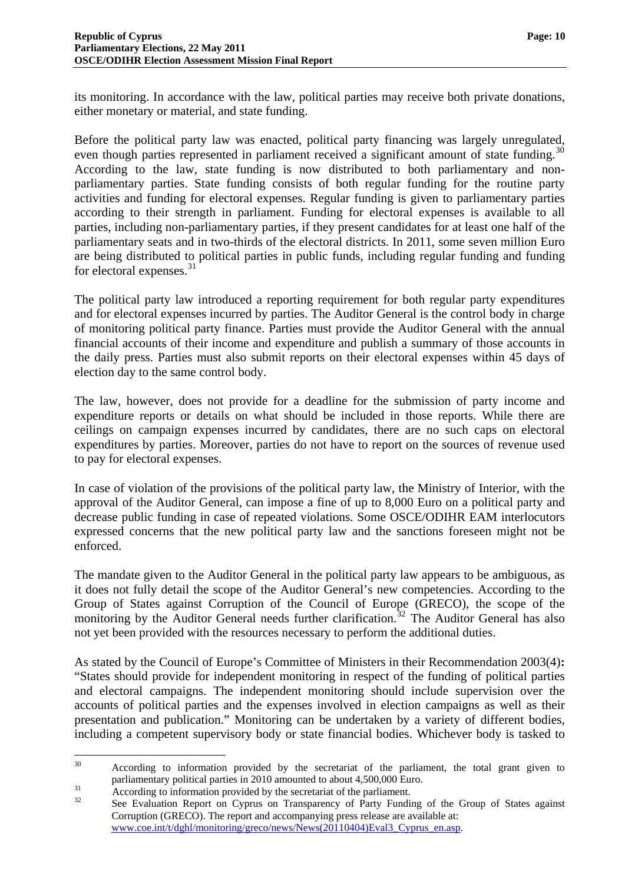its monitoring. In accordance with the law, political parties may receive both private donations, either monetary or material, and state funding.

Before the political party law was enacted, political party financing was largely unregulated, even though parties represented in parliament received a significant amount of state funding.[30] According to the law, state funding is now distributed to both parliamentary and non-parliamentary parties. State funding consists of both regular funding for the routine party activities and funding for electoral expenses. Regular funding is given to parliamentary parties according to their strength in parliament. Funding for electoral expenses is available to all parties, including non-parliamentary parties, if they present candidates for at least one half of the parliamentary seats and in two-thirds of the electoral districts. In 2011, some seven million Euro are being distributed to political parties in public funds, including regular funding and funding for electoral expenses.[31]

The political party law introduced a reporting requirement for both regular party expenditures and for electoral expenses incurred by parties. The Auditor General is the control body in charge of monitoring political party finance. Parties must provide the Auditor General with the annual financial accounts of their income and expenditure and publish a summary of those accounts in the daily press. Parties must also submit reports on their electoral expenses within 45 days of election day to the same control body.

The law, however, does not provide for a deadline for the submission of party income and expenditure reports or details on what should be included in those reports. While there are ceilings on campaign expenses incurred by candidates, there are no such caps on electoral expenditures by parties. Moreover, parties do not have to report on the sources of revenue used to pay for electoral expenses.

In case of violation of the provisions of the political party law, the Ministry of Interior, with the approval of the Auditor General, can impose a fine of up to 8,000 Euro on a political party and decrease public funding in case of repeated violations. Some OSCE/ODIHR EAM interlocutors expressed concerns that the new political party law and the sanctions foreseen might not be enforced.

The mandate given to the Auditor General in the political party law appears to be ambiguous, as it does not fully detail the scope of the Auditor General's new competencies. According to the Group of States against Corruption of the Council of Europe (GRECO), the scope of the monitoring by the Auditor General needs further clarification.[32] The Auditor General has also not yet been provided with the resources necessary to perform the additional duties.

As stated by the Council of Europe's Committee of Ministers in their Recommendation 2003(4)**:** "States should provide for independent monitoring in respect of the funding of political parties and electoral campaigns. The independent monitoring should include supervision over the accounts of political parties and the expenses involved in election campaigns as well as their presentation and publication." Monitoring can be undertaken by a variety of different bodies, including a competent supervisory body or state financial bodies. Whichever body is tasked to

---

[30] According to information provided by the secretariat of the parliament, the total grant given to parliamentary political parties in 2010 amounted to about 4,500,000 Euro.

[31] According to information provided by the secretariat of the parliament.

[32] See Evaluation Report on Cyprus on Transparency of Party Funding of the Group of States against Corruption (GRECO). The report and accompanying press release are available at: www.coe.int/t/dghl/monitoring/greco/news/News(20110404)Eval3_Cyprus_en.asp.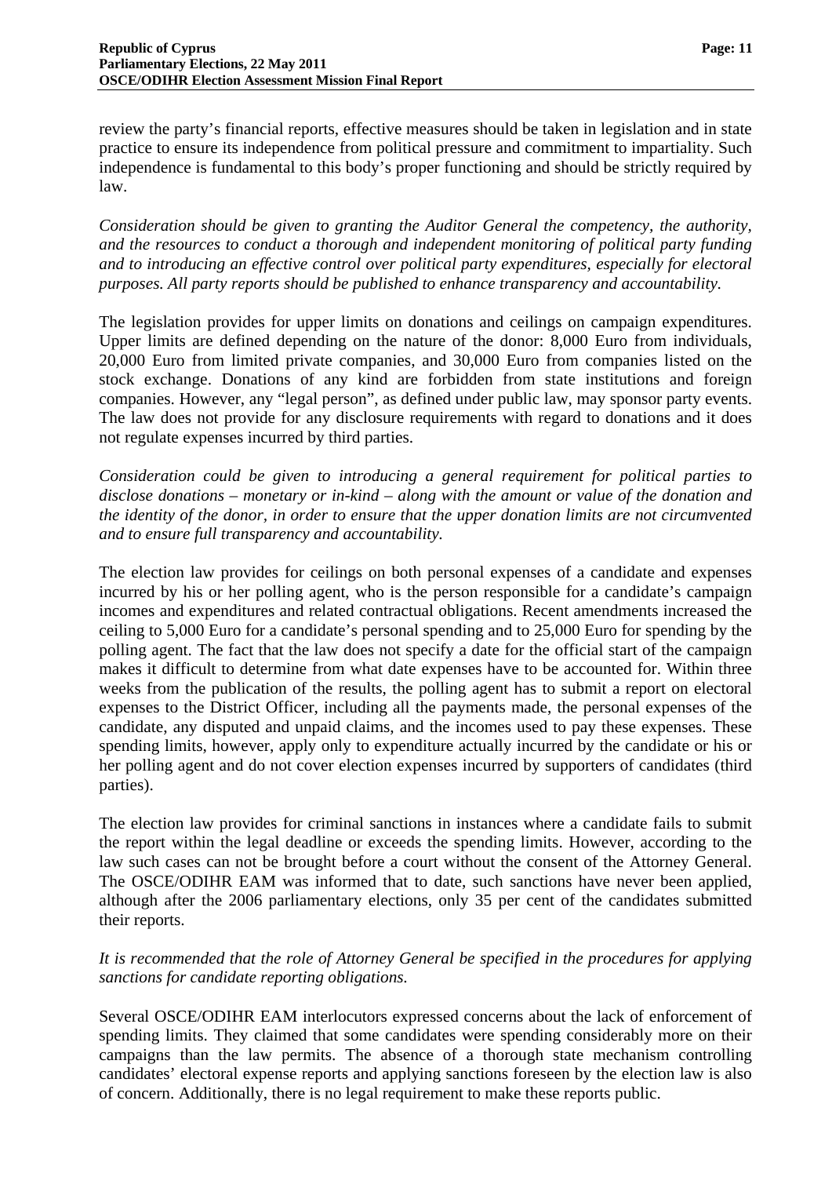review the party's financial reports, effective measures should be taken in legislation and in state practice to ensure its independence from political pressure and commitment to impartiality. Such independence is fundamental to this body's proper functioning and should be strictly required by law.

*Consideration should be given to granting the Auditor General the competency, the authority, and the resources to conduct a thorough and independent monitoring of political party funding and to introducing an effective control over political party expenditures, especially for electoral purposes. All party reports should be published to enhance transparency and accountability.*

The legislation provides for upper limits on donations and ceilings on campaign expenditures. Upper limits are defined depending on the nature of the donor: 8,000 Euro from individuals, 20,000 Euro from limited private companies, and 30,000 Euro from companies listed on the stock exchange. Donations of any kind are forbidden from state institutions and foreign companies. However, any "legal person", as defined under public law, may sponsor party events. The law does not provide for any disclosure requirements with regard to donations and it does not regulate expenses incurred by third parties.

*Consideration could be given to introducing a general requirement for political parties to disclose donations – monetary or in-kind – along with the amount or value of the donation and the identity of the donor, in order to ensure that the upper donation limits are not circumvented and to ensure full transparency and accountability.*

The election law provides for ceilings on both personal expenses of a candidate and expenses incurred by his or her polling agent, who is the person responsible for a candidate's campaign incomes and expenditures and related contractual obligations. Recent amendments increased the ceiling to 5,000 Euro for a candidate's personal spending and to 25,000 Euro for spending by the polling agent. The fact that the law does not specify a date for the official start of the campaign makes it difficult to determine from what date expenses have to be accounted for. Within three weeks from the publication of the results, the polling agent has to submit a report on electoral expenses to the District Officer, including all the payments made, the personal expenses of the candidate, any disputed and unpaid claims, and the incomes used to pay these expenses. These spending limits, however, apply only to expenditure actually incurred by the candidate or his or her polling agent and do not cover election expenses incurred by supporters of candidates (third parties).

The election law provides for criminal sanctions in instances where a candidate fails to submit the report within the legal deadline or exceeds the spending limits. However, according to the law such cases can not be brought before a court without the consent of the Attorney General. The OSCE/ODIHR EAM was informed that to date, such sanctions have never been applied, although after the 2006 parliamentary elections, only 35 per cent of the candidates submitted their reports.

*It is recommended that the role of Attorney General be specified in the procedures for applying sanctions for candidate reporting obligations.*

Several OSCE/ODIHR EAM interlocutors expressed concerns about the lack of enforcement of spending limits. They claimed that some candidates were spending considerably more on their campaigns than the law permits. The absence of a thorough state mechanism controlling candidates' electoral expense reports and applying sanctions foreseen by the election law is also of concern. Additionally, there is no legal requirement to make these reports public.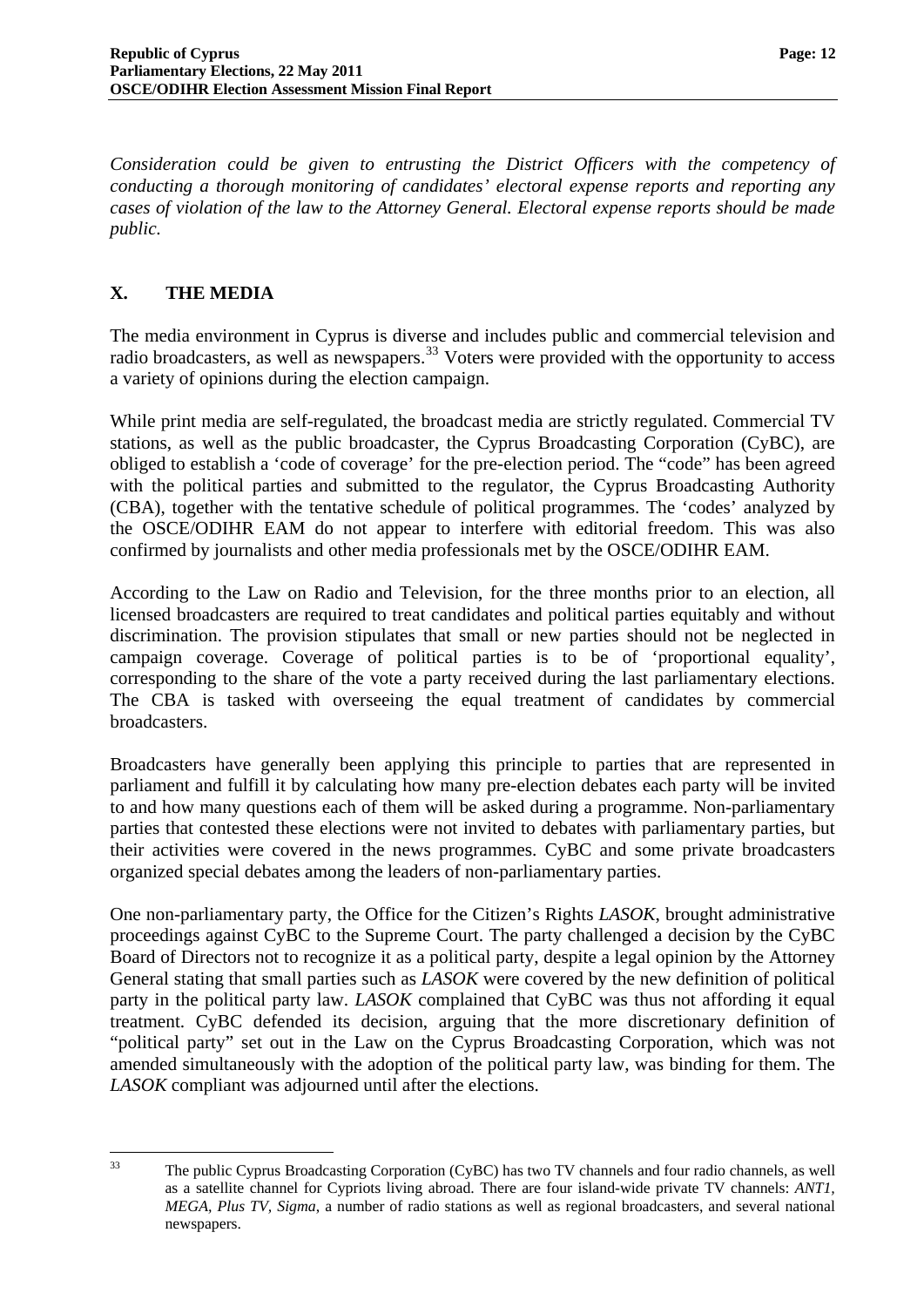*Consideration could be given to entrusting the District Officers with the competency of conducting a thorough monitoring of candidates' electoral expense reports and reporting any cases of violation of the law to the Attorney General. Electoral expense reports should be made public.*

## X. THE MEDIA

The media environment in Cyprus is diverse and includes public and commercial television and radio broadcasters, as well as newspapers.[33] Voters were provided with the opportunity to access a variety of opinions during the election campaign.

While print media are self-regulated, the broadcast media are strictly regulated. Commercial TV stations, as well as the public broadcaster, the Cyprus Broadcasting Corporation (CyBC), are obliged to establish a 'code of coverage' for the pre-election period. The "code" has been agreed with the political parties and submitted to the regulator, the Cyprus Broadcasting Authority (CBA), together with the tentative schedule of political programmes. The 'codes' analyzed by the OSCE/ODIHR EAM do not appear to interfere with editorial freedom. This was also confirmed by journalists and other media professionals met by the OSCE/ODIHR EAM.

According to the Law on Radio and Television, for the three months prior to an election, all licensed broadcasters are required to treat candidates and political parties equitably and without discrimination. The provision stipulates that small or new parties should not be neglected in campaign coverage. Coverage of political parties is to be of 'proportional equality', corresponding to the share of the vote a party received during the last parliamentary elections. The CBA is tasked with overseeing the equal treatment of candidates by commercial broadcasters.

Broadcasters have generally been applying this principle to parties that are represented in parliament and fulfill it by calculating how many pre-election debates each party will be invited to and how many questions each of them will be asked during a programme. Non-parliamentary parties that contested these elections were not invited to debates with parliamentary parties, but their activities were covered in the news programmes. CyBC and some private broadcasters organized special debates among the leaders of non-parliamentary parties.

One non-parliamentary party, the Office for the Citizen's Rights *LASOK*, brought administrative proceedings against CyBC to the Supreme Court. The party challenged a decision by the CyBC Board of Directors not to recognize it as a political party, despite a legal opinion by the Attorney General stating that small parties such as *LASOK* were covered by the new definition of political party in the political party law. *LASOK* complained that CyBC was thus not affording it equal treatment. CyBC defended its decision, arguing that the more discretionary definition of "political party" set out in the Law on the Cyprus Broadcasting Corporation, which was not amended simultaneously with the adoption of the political party law, was binding for them. The *LASOK* compliant was adjourned until after the elections.

---

[33] The public Cyprus Broadcasting Corporation (CyBC) has two TV channels and four radio channels, as well as a satellite channel for Cypriots living abroad. There are four island-wide private TV channels: *ANT1*, *MEGA*, *Plus TV*, *Sigma*, a number of radio stations as well as regional broadcasters, and several national newspapers.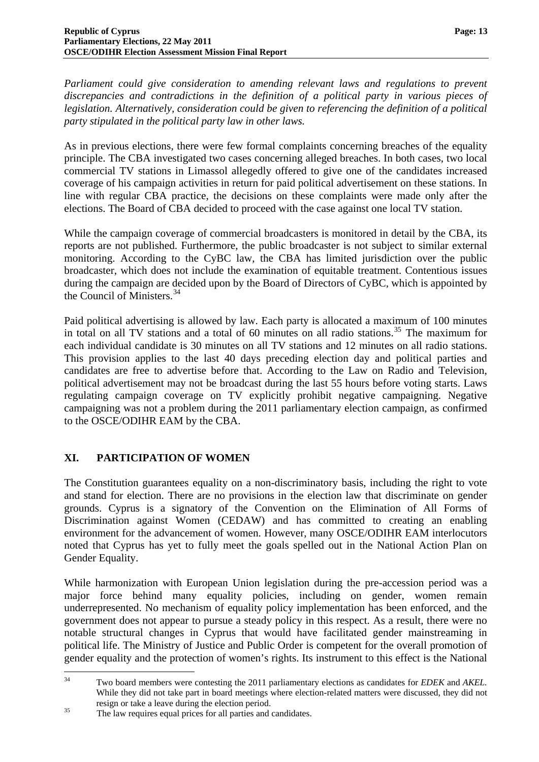*Parliament could give consideration to amending relevant laws and regulations to prevent discrepancies and contradictions in the definition of a political party in various pieces of legislation. Alternatively, consideration could be given to referencing the definition of a political party stipulated in the political party law in other laws.*

As in previous elections, there were few formal complaints concerning breaches of the equality principle. The CBA investigated two cases concerning alleged breaches. In both cases, two local commercial TV stations in Limassol allegedly offered to give one of the candidates increased coverage of his campaign activities in return for paid political advertisement on these stations. In line with regular CBA practice, the decisions on these complaints were made only after the elections. The Board of CBA decided to proceed with the case against one local TV station.

While the campaign coverage of commercial broadcasters is monitored in detail by the CBA, its reports are not published. Furthermore, the public broadcaster is not subject to similar external monitoring. According to the CyBC law, the CBA has limited jurisdiction over the public broadcaster, which does not include the examination of equitable treatment. Contentious issues during the campaign are decided upon by the Board of Directors of CyBC, which is appointed by the Council of Ministers.[34]

Paid political advertising is allowed by law. Each party is allocated a maximum of 100 minutes in total on all TV stations and a total of 60 minutes on all radio stations.[35] The maximum for each individual candidate is 30 minutes on all TV stations and 12 minutes on all radio stations. This provision applies to the last 40 days preceding election day and political parties and candidates are free to advertise before that. According to the Law on Radio and Television, political advertisement may not be broadcast during the last 55 hours before voting starts. Laws regulating campaign coverage on TV explicitly prohibit negative campaigning. Negative campaigning was not a problem during the 2011 parliamentary election campaign, as confirmed to the OSCE/ODIHR EAM by the CBA.

## XI. PARTICIPATION OF WOMEN

The Constitution guarantees equality on a non-discriminatory basis, including the right to vote and stand for election. There are no provisions in the election law that discriminate on gender grounds. Cyprus is a signatory of the Convention on the Elimination of All Forms of Discrimination against Women (CEDAW) and has committed to creating an enabling environment for the advancement of women. However, many OSCE/ODIHR EAM interlocutors noted that Cyprus has yet to fully meet the goals spelled out in the National Action Plan on Gender Equality.

While harmonization with European Union legislation during the pre-accession period was a major force behind many equality policies, including on gender, women remain underrepresented. No mechanism of equality policy implementation has been enforced, and the government does not appear to pursue a steady policy in this respect. As a result, there were no notable structural changes in Cyprus that would have facilitated gender mainstreaming in political life. The Ministry of Justice and Public Order is competent for the overall promotion of gender equality and the protection of women's rights. Its instrument to this effect is the National

---

[34] Two board members were contesting the 2011 parliamentary elections as candidates for *EDEK* and *AKEL*. While they did not take part in board meetings where election-related matters were discussed, they did not resign or take a leave during the election period.

[35] The law requires equal prices for all parties and candidates.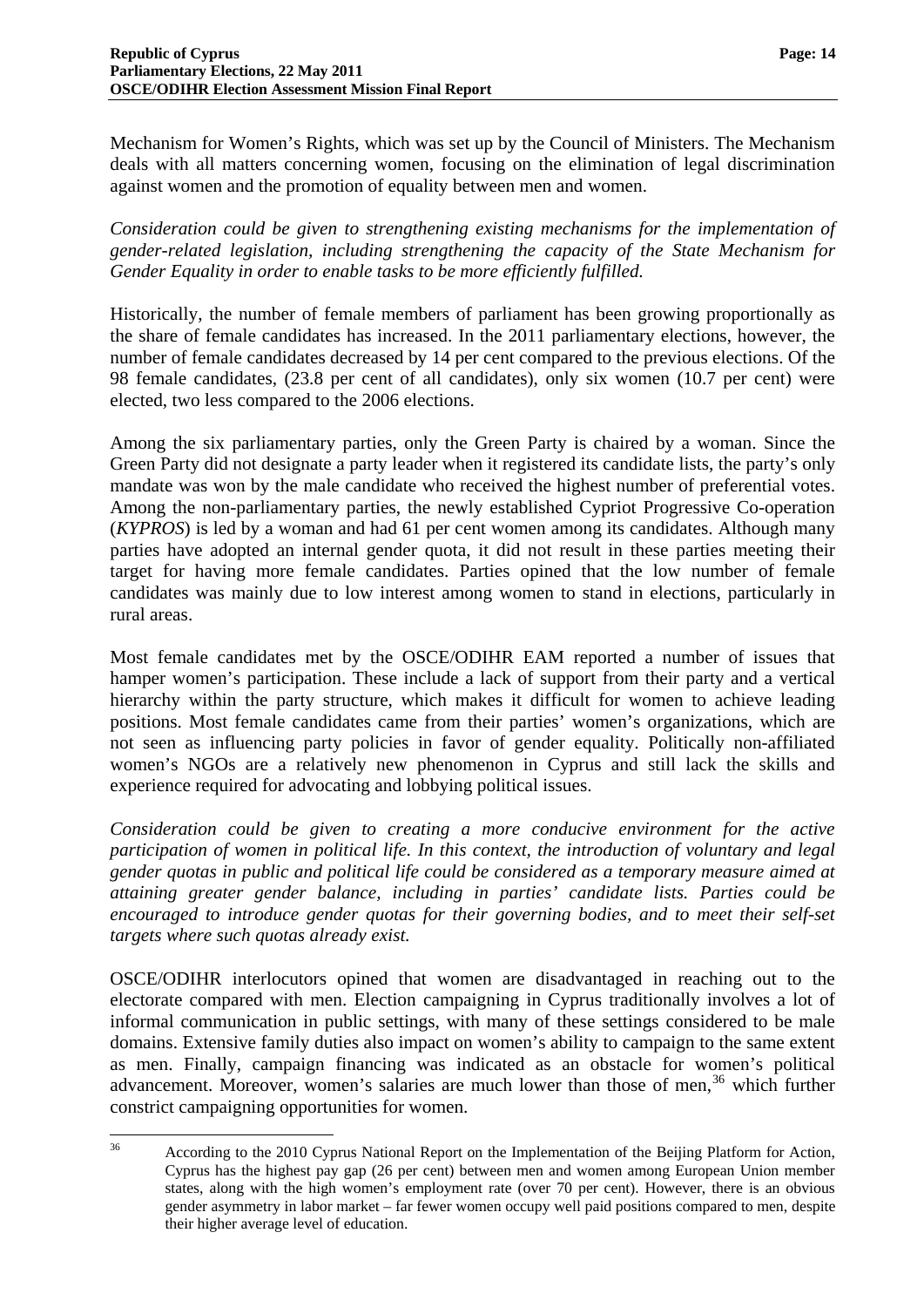Mechanism for Women's Rights, which was set up by the Council of Ministers. The Mechanism deals with all matters concerning women, focusing on the elimination of legal discrimination against women and the promotion of equality between men and women.

*Consideration could be given to strengthening existing mechanisms for the implementation of gender-related legislation, including strengthening the capacity of the State Mechanism for Gender Equality in order to enable tasks to be more efficiently fulfilled.*

Historically, the number of female members of parliament has been growing proportionally as the share of female candidates has increased. In the 2011 parliamentary elections, however, the number of female candidates decreased by 14 per cent compared to the previous elections. Of the 98 female candidates, (23.8 per cent of all candidates), only six women (10.7 per cent) were elected, two less compared to the 2006 elections.

Among the six parliamentary parties, only the Green Party is chaired by a woman. Since the Green Party did not designate a party leader when it registered its candidate lists, the party's only mandate was won by the male candidate who received the highest number of preferential votes. Among the non-parliamentary parties, the newly established Cypriot Progressive Co-operation (*KYPROS*) is led by a woman and had 61 per cent women among its candidates. Although many parties have adopted an internal gender quota, it did not result in these parties meeting their target for having more female candidates. Parties opined that the low number of female candidates was mainly due to low interest among women to stand in elections, particularly in rural areas.

Most female candidates met by the OSCE/ODIHR EAM reported a number of issues that hamper women's participation. These include a lack of support from their party and a vertical hierarchy within the party structure, which makes it difficult for women to achieve leading positions. Most female candidates came from their parties' women's organizations, which are not seen as influencing party policies in favor of gender equality. Politically non-affiliated women's NGOs are a relatively new phenomenon in Cyprus and still lack the skills and experience required for advocating and lobbying political issues.

*Consideration could be given to creating a more conducive environment for the active participation of women in political life. In this context, the introduction of voluntary and legal gender quotas in public and political life could be considered as a temporary measure aimed at attaining greater gender balance, including in parties' candidate lists. Parties could be encouraged to introduce gender quotas for their governing bodies, and to meet their self-set targets where such quotas already exist.*

OSCE/ODIHR interlocutors opined that women are disadvantaged in reaching out to the electorate compared with men. Election campaigning in Cyprus traditionally involves a lot of informal communication in public settings, with many of these settings considered to be male domains. Extensive family duties also impact on women's ability to campaign to the same extent as men. Finally, campaign financing was indicated as an obstacle for women's political advancement. Moreover, women's salaries are much lower than those of men,[36] which further constrict campaigning opportunities for women.

---

[36] According to the 2010 Cyprus National Report on the Implementation of the Beijing Platform for Action, Cyprus has the highest pay gap (26 per cent) between men and women among European Union member states, along with the high women's employment rate (over 70 per cent). However, there is an obvious gender asymmetry in labor market – far fewer women occupy well paid positions compared to men, despite their higher average level of education.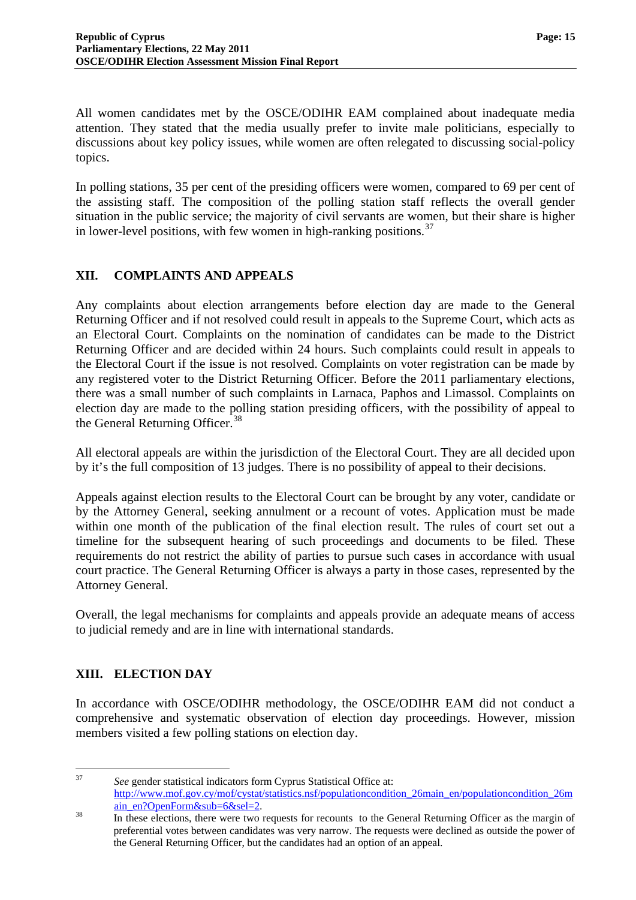All women candidates met by the OSCE/ODIHR EAM complained about inadequate media attention. They stated that the media usually prefer to invite male politicians, especially to discussions about key policy issues, while women are often relegated to discussing social-policy topics.

In polling stations, 35 per cent of the presiding officers were women, compared to 69 per cent of the assisting staff. The composition of the polling station staff reflects the overall gender situation in the public service; the majority of civil servants are women, but their share is higher in lower-level positions, with few women in high-ranking positions.[37]

## XII. COMPLAINTS AND APPEALS

Any complaints about election arrangements before election day are made to the General Returning Officer and if not resolved could result in appeals to the Supreme Court, which acts as an Electoral Court. Complaints on the nomination of candidates can be made to the District Returning Officer and are decided within 24 hours. Such complaints could result in appeals to the Electoral Court if the issue is not resolved. Complaints on voter registration can be made by any registered voter to the District Returning Officer. Before the 2011 parliamentary elections, there was a small number of such complaints in Larnaca, Paphos and Limassol. Complaints on election day are made to the polling station presiding officers, with the possibility of appeal to the General Returning Officer.[38]

All electoral appeals are within the jurisdiction of the Electoral Court. They are all decided upon by it's the full composition of 13 judges. There is no possibility of appeal to their decisions.

Appeals against election results to the Electoral Court can be brought by any voter, candidate or by the Attorney General, seeking annulment or a recount of votes. Application must be made within one month of the publication of the final election result. The rules of court set out a timeline for the subsequent hearing of such proceedings and documents to be filed. These requirements do not restrict the ability of parties to pursue such cases in accordance with usual court practice. The General Returning Officer is always a party in those cases, represented by the Attorney General.

Overall, the legal mechanisms for complaints and appeals provide an adequate means of access to judicial remedy and are in line with international standards.

## XIII. ELECTION DAY

In accordance with OSCE/ODIHR methodology, the OSCE/ODIHR EAM did not conduct a comprehensive and systematic observation of election day proceedings. However, mission members visited a few polling stations on election day.

---

[37] *See* gender statistical indicators form Cyprus Statistical Office at: http://www.mof.gov.cy/mof/cystat/statistics.nsf/populationcondition_26main_en/populationcondition_26main_en?OpenForm&sub=6&sel=2.

[38] In these elections, there were two requests for recounts to the General Returning Officer as the margin of preferential votes between candidates was very narrow. The requests were declined as outside the power of the General Returning Officer, but the candidates had an option of an appeal.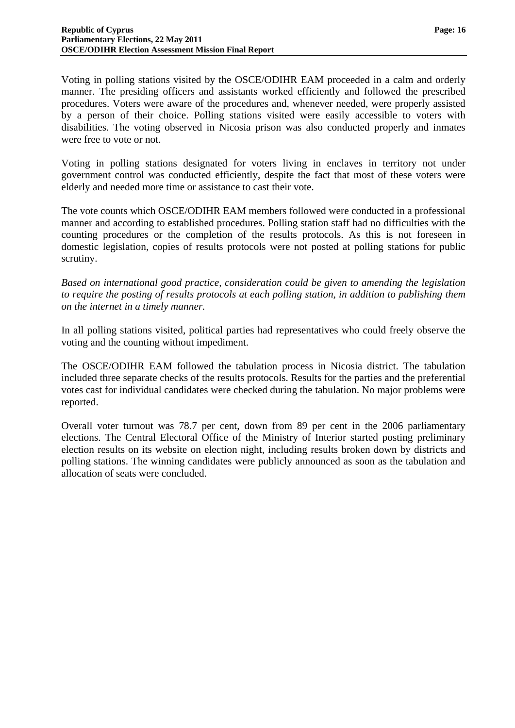Voting in polling stations visited by the OSCE/ODIHR EAM proceeded in a calm and orderly manner. The presiding officers and assistants worked efficiently and followed the prescribed procedures. Voters were aware of the procedures and, whenever needed, were properly assisted by a person of their choice. Polling stations visited were easily accessible to voters with disabilities. The voting observed in Nicosia prison was also conducted properly and inmates were free to vote or not.

Voting in polling stations designated for voters living in enclaves in territory not under government control was conducted efficiently, despite the fact that most of these voters were elderly and needed more time or assistance to cast their vote.

The vote counts which OSCE/ODIHR EAM members followed were conducted in a professional manner and according to established procedures. Polling station staff had no difficulties with the counting procedures or the completion of the results protocols. As this is not foreseen in domestic legislation, copies of results protocols were not posted at polling stations for public scrutiny.

*Based on international good practice, consideration could be given to amending the legislation to require the posting of results protocols at each polling station, in addition to publishing them on the internet in a timely manner.*

In all polling stations visited, political parties had representatives who could freely observe the voting and the counting without impediment.

The OSCE/ODIHR EAM followed the tabulation process in Nicosia district. The tabulation included three separate checks of the results protocols. Results for the parties and the preferential votes cast for individual candidates were checked during the tabulation. No major problems were reported.

Overall voter turnout was 78.7 per cent, down from 89 per cent in the 2006 parliamentary elections. The Central Electoral Office of the Ministry of Interior started posting preliminary election results on its website on election night, including results broken down by districts and polling stations. The winning candidates were publicly announced as soon as the tabulation and allocation of seats were concluded.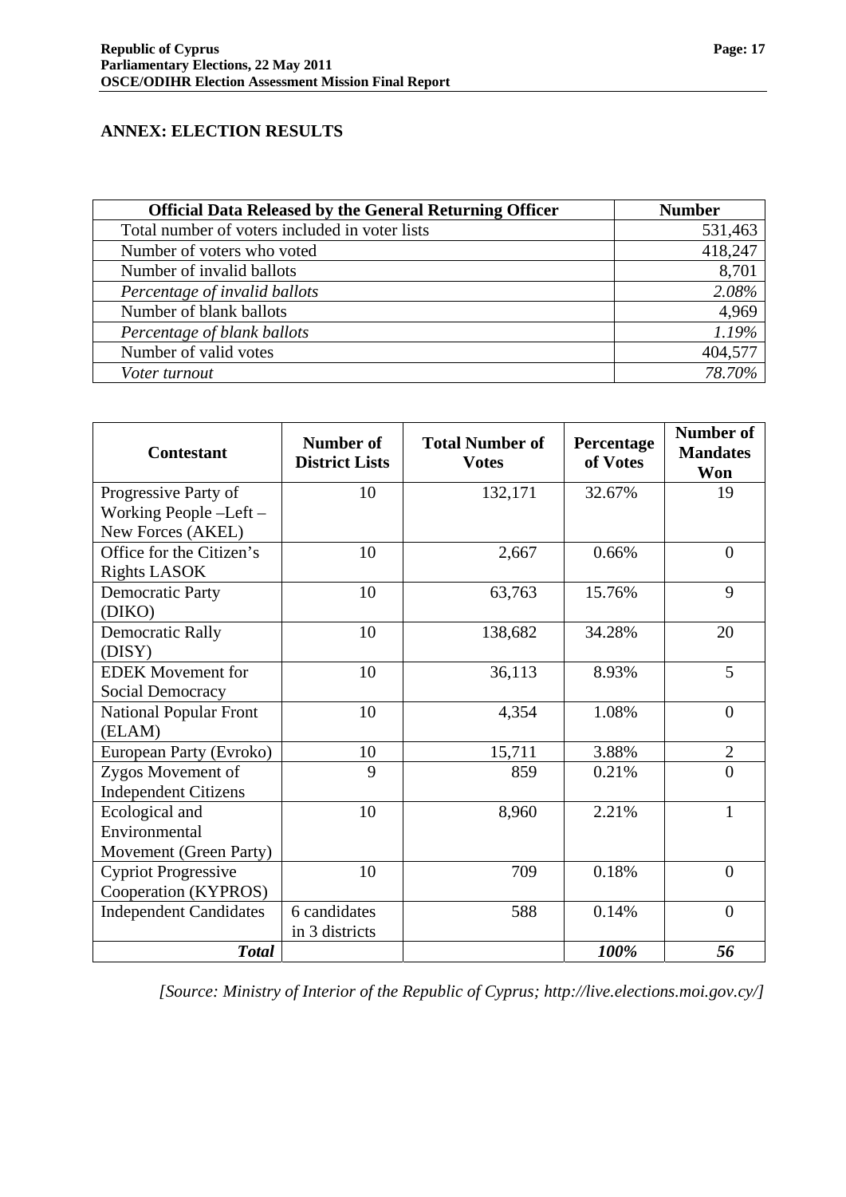## ANNEX: ELECTION RESULTS

| Official Data Released by the General Returning Officer | Number |
| --- | --- |
| Total number of voters included in voter lists | 531,463 |
| Number of voters who voted | 418,247 |
| Number of invalid ballots | 8,701 |
| *Percentage of invalid ballots* | *2.08%* |
| Number of blank ballots | 4,969 |
| *Percentage of blank ballots* | *1.19%* |
| Number of valid votes | 404,577 |
| *Voter turnout* | *78.70%* |

| Contestant | Number of District Lists | Total Number of Votes | Percentage of Votes | Number of Mandates Won |
| --- | --- | --- | --- | --- |
| Progressive Party of Working People –Left – New Forces (AKEL) | 10 | 132,171 | 32.67% | 19 |
| Office for the Citizen's Rights LASOK | 10 | 2,667 | 0.66% | 0 |
| Democratic Party (DIKO) | 10 | 63,763 | 15.76% | 9 |
| Democratic Rally (DISY) | 10 | 138,682 | 34.28% | 20 |
| EDEK Movement for Social Democracy | 10 | 36,113 | 8.93% | 5 |
| National Popular Front (ELAM) | 10 | 4,354 | 1.08% | 0 |
| European Party (Evroko) | 10 | 15,711 | 3.88% | 2 |
| Zygos Movement of Independent Citizens | 9 | 859 | 0.21% | 0 |
| Ecological and Environmental Movement (Green Party) | 10 | 8,960 | 2.21% | 1 |
| Cypriot Progressive Cooperation (KYPROS) | 10 | 709 | 0.18% | 0 |
| Independent Candidates | 6 candidates in 3 districts | 588 | 0.14% | 0 |
| ***Total*** | | | ***100%*** | ***56*** |

*[Source: Ministry of Interior of the Republic of Cyprus; http://live.elections.moi.gov.cy/]*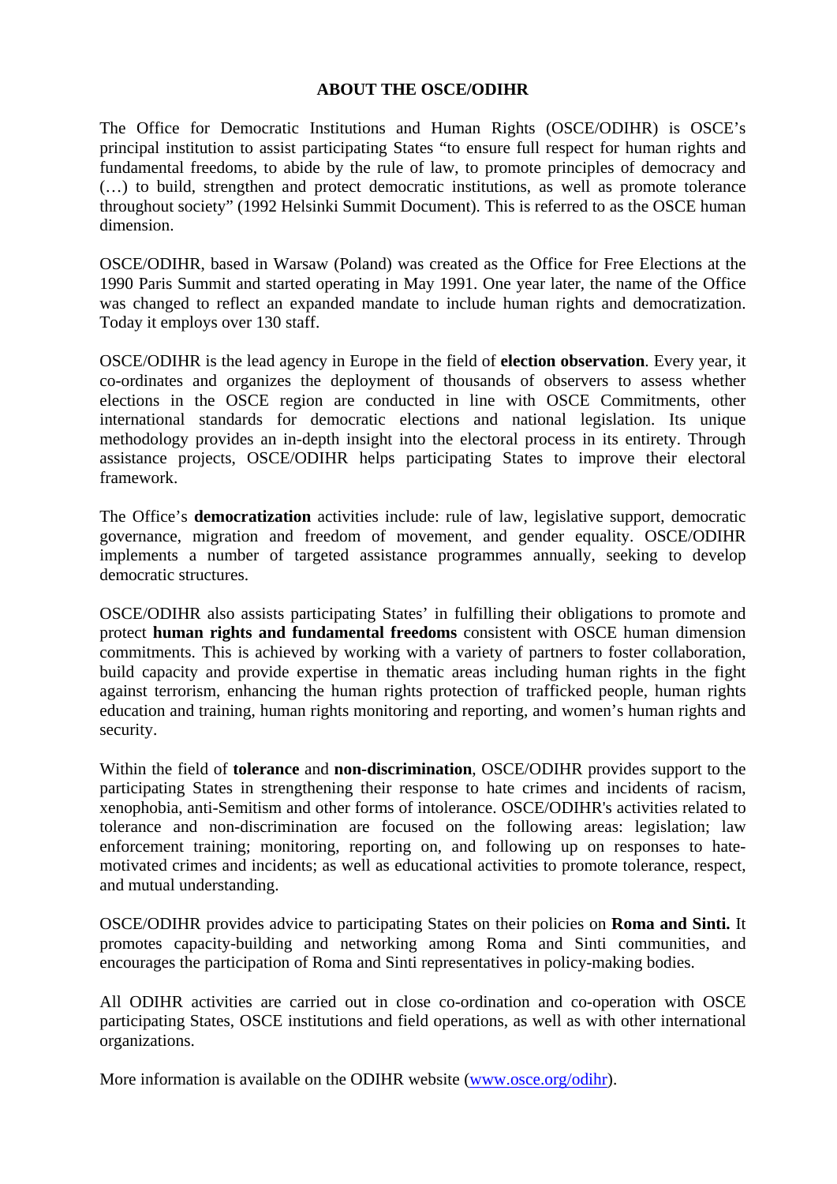# ABOUT THE OSCE/ODIHR

The Office for Democratic Institutions and Human Rights (OSCE/ODIHR) is OSCE's principal institution to assist participating States "to ensure full respect for human rights and fundamental freedoms, to abide by the rule of law, to promote principles of democracy and (…) to build, strengthen and protect democratic institutions, as well as promote tolerance throughout society" (1992 Helsinki Summit Document). This is referred to as the OSCE human dimension.

OSCE/ODIHR, based in Warsaw (Poland) was created as the Office for Free Elections at the 1990 Paris Summit and started operating in May 1991. One year later, the name of the Office was changed to reflect an expanded mandate to include human rights and democratization. Today it employs over 130 staff.

OSCE/ODIHR is the lead agency in Europe in the field of **election observation**. Every year, it co-ordinates and organizes the deployment of thousands of observers to assess whether elections in the OSCE region are conducted in line with OSCE Commitments, other international standards for democratic elections and national legislation. Its unique methodology provides an in-depth insight into the electoral process in its entirety. Through assistance projects, OSCE/ODIHR helps participating States to improve their electoral framework.

The Office's **democratization** activities include: rule of law, legislative support, democratic governance, migration and freedom of movement, and gender equality. OSCE/ODIHR implements a number of targeted assistance programmes annually, seeking to develop democratic structures.

OSCE/ODIHR also assists participating States' in fulfilling their obligations to promote and protect **human rights and fundamental freedoms** consistent with OSCE human dimension commitments. This is achieved by working with a variety of partners to foster collaboration, build capacity and provide expertise in thematic areas including human rights in the fight against terrorism, enhancing the human rights protection of trafficked people, human rights education and training, human rights monitoring and reporting, and women's human rights and security.

Within the field of **tolerance** and **non-discrimination**, OSCE/ODIHR provides support to the participating States in strengthening their response to hate crimes and incidents of racism, xenophobia, anti-Semitism and other forms of intolerance. OSCE/ODIHR's activities related to tolerance and non-discrimination are focused on the following areas: legislation; law enforcement training; monitoring, reporting on, and following up on responses to hate-motivated crimes and incidents; as well as educational activities to promote tolerance, respect, and mutual understanding.

OSCE/ODIHR provides advice to participating States on their policies on **Roma and Sinti.** It promotes capacity-building and networking among Roma and Sinti communities, and encourages the participation of Roma and Sinti representatives in policy-making bodies.

All ODIHR activities are carried out in close co-ordination and co-operation with OSCE participating States, OSCE institutions and field operations, as well as with other international organizations.

More information is available on the ODIHR website (www.osce.org/odihr).